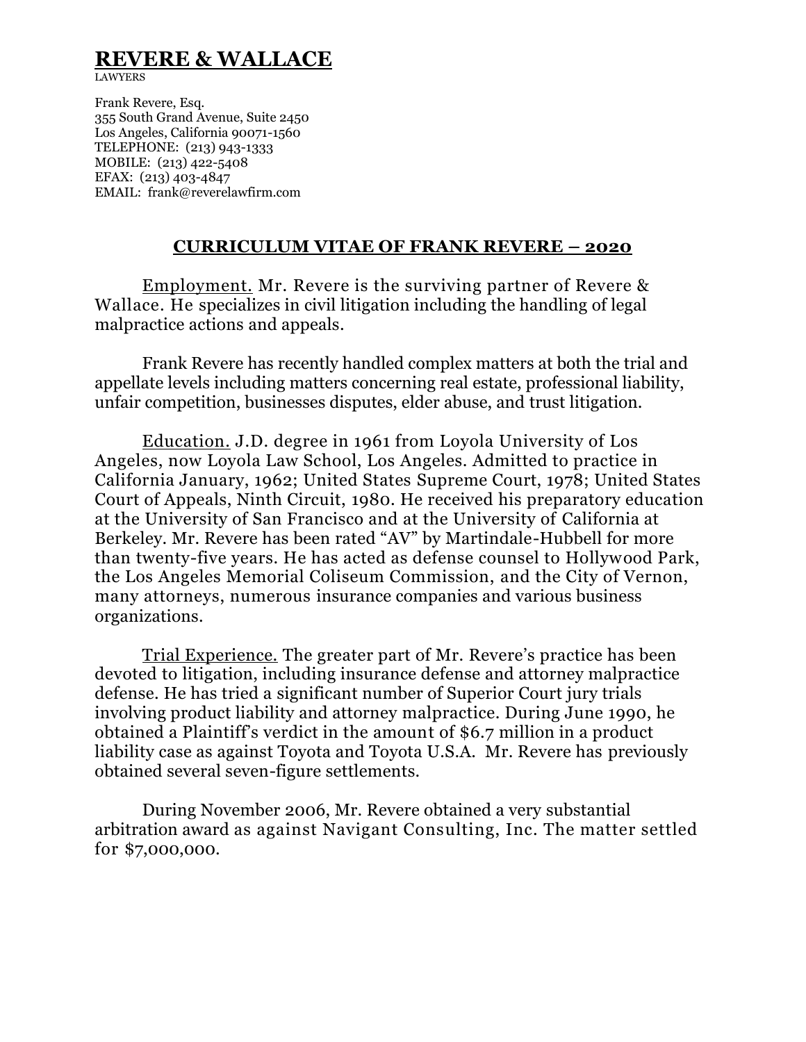# REVERE & WALLACE

LAWYERS

Frank Revere, Esq.
355 South Grand Avenue, Suite 2450
Los Angeles, California 90071-1560
TELEPHONE: (213) 943-1333
MOBILE: (213) 422-5408
EFAX: (213) 403-4847
EMAIL: frank@reverelawfirm.com

## CURRICULUM VITAE OF FRANK REVERE – 2020

Employment. Mr. Revere is the surviving partner of Revere & Wallace. He specializes in civil litigation including the handling of legal malpractice actions and appeals.

Frank Revere has recently handled complex matters at both the trial and appellate levels including matters concerning real estate, professional liability, unfair competition, businesses disputes, elder abuse, and trust litigation.

Education. J.D. degree in 1961 from Loyola University of Los Angeles, now Loyola Law School, Los Angeles. Admitted to practice in California January, 1962; United States Supreme Court, 1978; United States Court of Appeals, Ninth Circuit, 1980. He received his preparatory education at the University of San Francisco and at the University of California at Berkeley. Mr. Revere has been rated "AV" by Martindale-Hubbell for more than twenty-five years. He has acted as defense counsel to Hollywood Park, the Los Angeles Memorial Coliseum Commission, and the City of Vernon, many attorneys, numerous insurance companies and various business organizations.

Trial Experience. The greater part of Mr. Revere's practice has been devoted to litigation, including insurance defense and attorney malpractice defense. He has tried a significant number of Superior Court jury trials involving product liability and attorney malpractice. During June 1990, he obtained a Plaintiff's verdict in the amount of $6.7 million in a product liability case as against Toyota and Toyota U.S.A. Mr. Revere has previously obtained several seven-figure settlements.

During November 2006, Mr. Revere obtained a very substantial arbitration award as against Navigant Consulting, Inc. The matter settled for $7,000,000.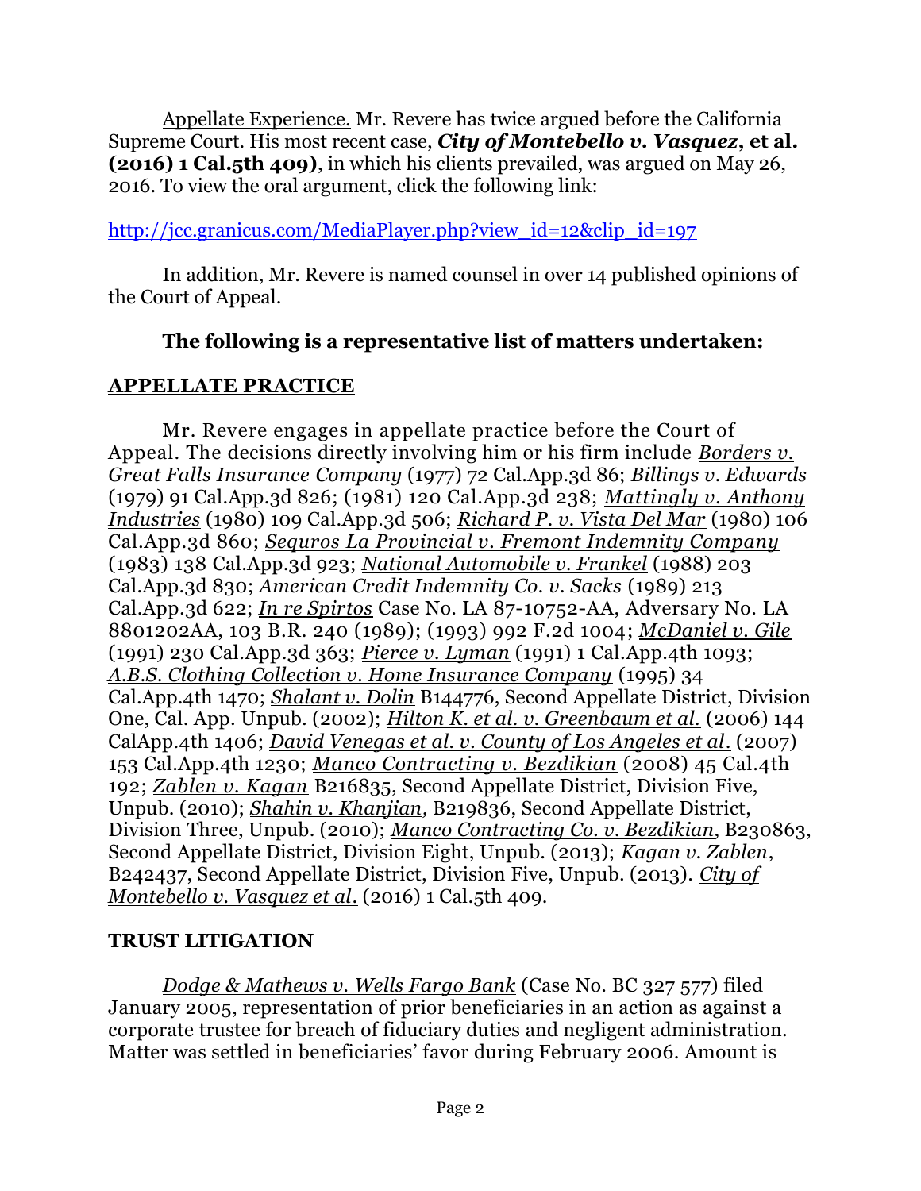<u>Appellate Experience.</u> Mr. Revere has twice argued before the California Supreme Court. His most recent case, ***City of Montebello v. Vasquez*, et al. (2016) 1 Cal.5th 409)**, in which his clients prevailed, was argued on May 26, 2016. To view the oral argument, click the following link:

[http://jcc.granicus.com/MediaPlayer.php?view_id=12&clip_id=197](http://jcc.granicus.com/MediaPlayer.php?view_id=12&clip_id=197)

In addition, Mr. Revere is named counsel in over 14 published opinions of the Court of Appeal.

### **The following is a representative list of matters undertaken:**

## **<u>APPELLATE PRACTICE</u>**

Mr. Revere engages in appellate practice before the Court of Appeal. The decisions directly involving him or his firm include <u>*Borders v. Great Falls Insurance Company*</u> (1977) 72 Cal.App.3d 86; <u>*Billings v. Edwards*</u> (1979) 91 Cal.App.3d 826; (1981) 120 Cal.App.3d 238; <u>*Mattingly v. Anthony Industries*</u> (1980) 109 Cal.App.3d 506; <u>*Richard P. v. Vista Del Mar*</u> (1980) 106 Cal.App.3d 860; <u>*Seguros La Provincial v. Fremont Indemnity Company*</u> (1983) 138 Cal.App.3d 923; <u>*National Automobile v. Frankel*</u> (1988) 203 Cal.App.3d 830; <u>*American Credit Indemnity Co. v. Sacks*</u> (1989) 213 Cal.App.3d 622; <u>*In re Spirtos*</u> Case No. LA 87-10752-AA, Adversary No. LA 8801202AA, 103 B.R. 240 (1989); (1993) 992 F.2d 1004; <u>*McDaniel v. Gile*</u> (1991) 230 Cal.App.3d 363; <u>*Pierce v. Lyman*</u> (1991) 1 Cal.App.4th 1093; <u>*A.B.S. Clothing Collection v. Home Insurance Company*</u> (1995) 34 Cal.App.4th 1470; <u>*Shalant v. Dolin*</u> B144776, Second Appellate District, Division One, Cal. App. Unpub. (2002); <u>*Hilton K. et al. v. Greenbaum et al.*</u> (2006) 144 CalApp.4th 1406; <u>*David Venegas et al. v. County of Los Angeles et al.*</u> (2007) 153 Cal.App.4th 1230; <u>*Manco Contracting v. Bezdikian*</u> (2008) 45 Cal.4th 192; <u>*Zablen v. Kagan*</u> B216835, Second Appellate District, Division Five, Unpub. (2010); <u>*Shahin v. Khanjian,*</u> B219836, Second Appellate District, Division Three, Unpub. (2010); <u>*Manco Contracting Co. v. Bezdikian*</u>, B230863, Second Appellate District, Division Eight, Unpub. (2013); <u>*Kagan v. Zablen*</u>, B242437, Second Appellate District, Division Five, Unpub. (2013). <u>*City of Montebello v. Vasquez et al.*</u> (2016) 1 Cal.5th 409.

## **<u>TRUST LITIGATION</u>**

<u>*Dodge & Mathews v. Wells Fargo Bank*</u> (Case No. BC 327 577) filed January 2005, representation of prior beneficiaries in an action as against a corporate trustee for breach of fiduciary duties and negligent administration. Matter was settled in beneficiaries' favor during February 2006. Amount is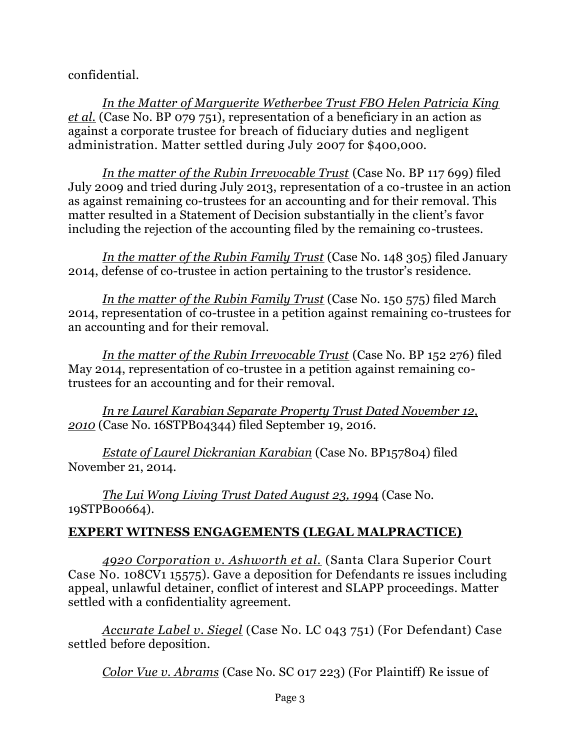confidential.

*In the Matter of Marguerite Wetherbee Trust FBO Helen Patricia King et al.* (Case No. BP 079 751), representation of a beneficiary in an action as against a corporate trustee for breach of fiduciary duties and negligent administration. Matter settled during July 2007 for $400,000.

*In the matter of the Rubin Irrevocable Trust* (Case No. BP 117 699) filed July 2009 and tried during July 2013, representation of a co-trustee in an action as against remaining co-trustees for an accounting and for their removal. This matter resulted in a Statement of Decision substantially in the client's favor including the rejection of the accounting filed by the remaining co-trustees.

*In the matter of the Rubin Family Trust* (Case No. 148 305) filed January 2014, defense of co-trustee in action pertaining to the trustor's residence.

*In the matter of the Rubin Family Trust* (Case No. 150 575) filed March 2014, representation of co-trustee in a petition against remaining co-trustees for an accounting and for their removal.

*In the matter of the Rubin Irrevocable Trust* (Case No. BP 152 276) filed May 2014, representation of co-trustee in a petition against remaining co-trustees for an accounting and for their removal.

*In re Laurel Karabian Separate Property Trust Dated November 12, 2010* (Case No. 16STPB04344) filed September 19, 2016.

*Estate of Laurel Dickranian Karabian* (Case No. BP157804) filed November 21, 2014.

*The Lui Wong Living Trust Dated August 23, 1994* (Case No. 19STPB00664).

## EXPERT WITNESS ENGAGEMENTS (LEGAL MALPRACTICE)

*4920 Corporation v. Ashworth et al.* (Santa Clara Superior Court Case No. 108CV1 15575). Gave a deposition for Defendants re issues including appeal, unlawful detainer, conflict of interest and SLAPP proceedings. Matter settled with a confidentiality agreement.

*Accurate Label v. Siegel* (Case No. LC 043 751) (For Defendant) Case settled before deposition.

*Color Vue v. Abrams* (Case No. SC 017 223) (For Plaintiff) Re issue of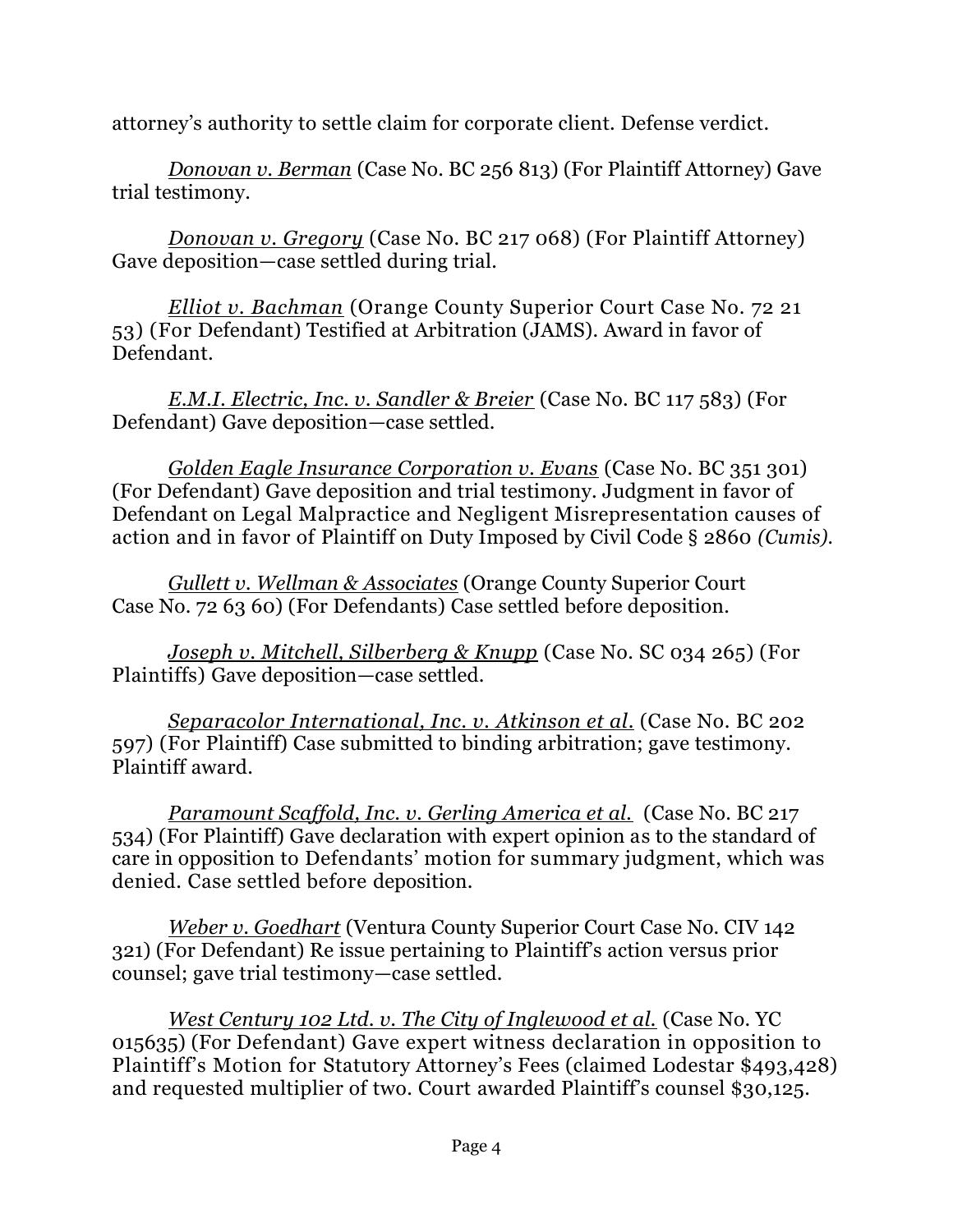attorney's authority to settle claim for corporate client. Defense verdict.

*Donovan v. Berman* (Case No. BC 256 813) (For Plaintiff Attorney) Gave trial testimony.

*Donovan v. Gregory* (Case No. BC 217 068) (For Plaintiff Attorney) Gave deposition—case settled during trial.

*Elliot v. Bachman* (Orange County Superior Court Case No. 72 21 53) (For Defendant) Testified at Arbitration (JAMS). Award in favor of Defendant.

*E.M.I. Electric, Inc. v. Sandler & Breier* (Case No. BC 117 583) (For Defendant) Gave deposition—case settled.

*Golden Eagle Insurance Corporation v. Evans* (Case No. BC 351 301) (For Defendant) Gave deposition and trial testimony. Judgment in favor of Defendant on Legal Malpractice and Negligent Misrepresentation causes of action and in favor of Plaintiff on Duty Imposed by Civil Code § 2860 *(Cumis)*.

*Gullett v. Wellman & Associates* (Orange County Superior Court Case No. 72 63 60) (For Defendants) Case settled before deposition.

*Joseph v. Mitchell, Silberberg & Knupp* (Case No. SC 034 265) (For Plaintiffs) Gave deposition—case settled.

*Separacolor International, Inc. v. Atkinson et al.* (Case No. BC 202 597) (For Plaintiff) Case submitted to binding arbitration; gave testimony. Plaintiff award.

*Paramount Scaffold, Inc. v. Gerling America et al.* (Case No. BC 217 534) (For Plaintiff) Gave declaration with expert opinion as to the standard of care in opposition to Defendants' motion for summary judgment, which was denied. Case settled before deposition.

*Weber v. Goedhart* (Ventura County Superior Court Case No. CIV 142 321) (For Defendant) Re issue pertaining to Plaintiff's action versus prior counsel; gave trial testimony—case settled.

*West Century 102 Ltd. v. The City of Inglewood et al.* (Case No. YC 015635) (For Defendant) Gave expert witness declaration in opposition to Plaintiff's Motion for Statutory Attorney's Fees (claimed Lodestar $493,428) and requested multiplier of two. Court awarded Plaintiff's counsel $30,125.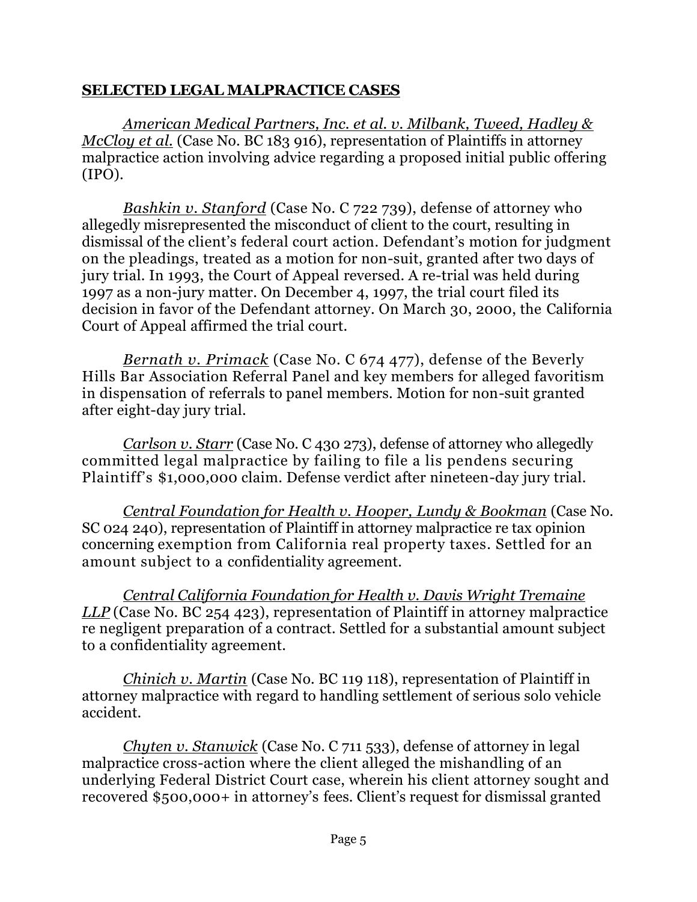## **SELECTED LEGAL MALPRACTICE CASES**

*American Medical Partners, Inc. et al. v. Milbank, Tweed, Hadley & McCloy et al.* (Case No. BC 183 916), representation of Plaintiffs in attorney malpractice action involving advice regarding a proposed initial public offering (IPO).

*Bashkin v. Stanford* (Case No. C 722 739), defense of attorney who allegedly misrepresented the misconduct of client to the court, resulting in dismissal of the client's federal court action. Defendant's motion for judgment on the pleadings, treated as a motion for non-suit, granted after two days of jury trial. In 1993, the Court of Appeal reversed. A re-trial was held during 1997 as a non-jury matter. On December 4, 1997, the trial court filed its decision in favor of the Defendant attorney. On March 30, 2000, the California Court of Appeal affirmed the trial court.

*Bernath v. Primack* (Case No. C 674 477), defense of the Beverly Hills Bar Association Referral Panel and key members for alleged favoritism in dispensation of referrals to panel members. Motion for non-suit granted after eight-day jury trial.

*Carlson v. Starr* (Case No. C 430 273), defense of attorney who allegedly committed legal malpractice by failing to file a lis pendens securing Plaintiff's $1,000,000 claim. Defense verdict after nineteen-day jury trial.

*Central Foundation for Health v. Hooper, Lundy & Bookman* (Case No. SC 024 240), representation of Plaintiff in attorney malpractice re tax opinion concerning exemption from California real property taxes. Settled for an amount subject to a confidentiality agreement.

*Central California Foundation for Health v. Davis Wright Tremaine LLP* (Case No. BC 254 423), representation of Plaintiff in attorney malpractice re negligent preparation of a contract. Settled for a substantial amount subject to a confidentiality agreement.

*Chinich v. Martin* (Case No. BC 119 118), representation of Plaintiff in attorney malpractice with regard to handling settlement of serious solo vehicle accident.

*Chyten v. Stanwick* (Case No. C 711 533), defense of attorney in legal malpractice cross-action where the client alleged the mishandling of an underlying Federal District Court case, wherein his client attorney sought and recovered $500,000+ in attorney's fees. Client's request for dismissal granted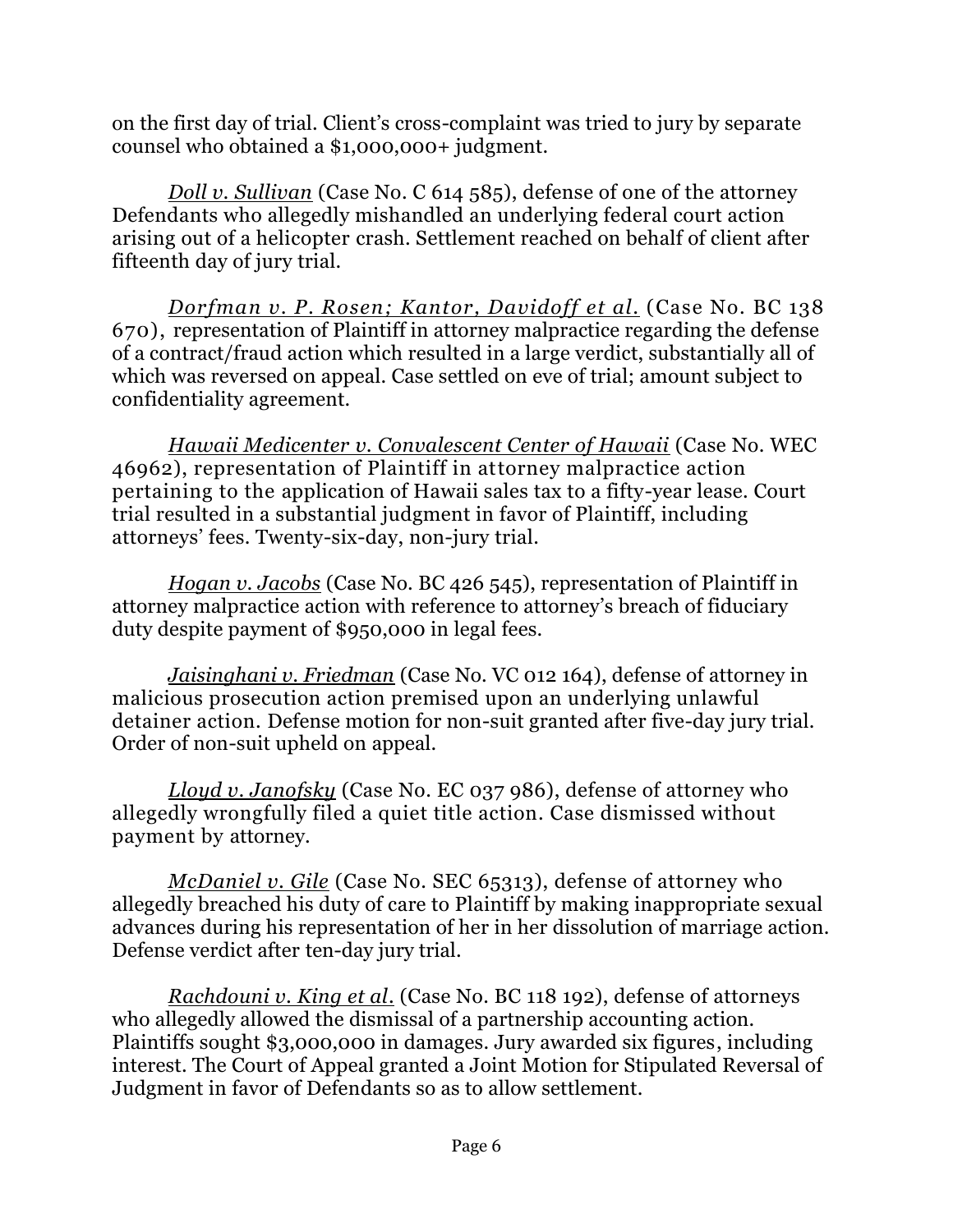on the first day of trial. Client's cross-complaint was tried to jury by separate counsel who obtained a $1,000,000+ judgment.

*Doll v. Sullivan* (Case No. C 614 585), defense of one of the attorney Defendants who allegedly mishandled an underlying federal court action arising out of a helicopter crash. Settlement reached on behalf of client after fifteenth day of jury trial.

*Dorfman v. P. Rosen; Kantor, Davidoff et al.* (Case No. BC 138 670), representation of Plaintiff in attorney malpractice regarding the defense of a contract/fraud action which resulted in a large verdict, substantially all of which was reversed on appeal. Case settled on eve of trial; amount subject to confidentiality agreement.

*Hawaii Medicenter v. Convalescent Center of Hawaii* (Case No. WEC 46962), representation of Plaintiff in attorney malpractice action pertaining to the application of Hawaii sales tax to a fifty-year lease. Court trial resulted in a substantial judgment in favor of Plaintiff, including attorneys' fees. Twenty-six-day, non-jury trial.

*Hogan v. Jacobs* (Case No. BC 426 545), representation of Plaintiff in attorney malpractice action with reference to attorney's breach of fiduciary duty despite payment of $950,000 in legal fees.

*Jaisinghani v. Friedman* (Case No. VC 012 164), defense of attorney in malicious prosecution action premised upon an underlying unlawful detainer action. Defense motion for non-suit granted after five-day jury trial. Order of non-suit upheld on appeal.

*Lloyd v. Janofsky* (Case No. EC 037 986), defense of attorney who allegedly wrongfully filed a quiet title action. Case dismissed without payment by attorney.

*McDaniel v. Gile* (Case No. SEC 65313), defense of attorney who allegedly breached his duty of care to Plaintiff by making inappropriate sexual advances during his representation of her in her dissolution of marriage action. Defense verdict after ten-day jury trial.

*Rachdouni v. King et al.* (Case No. BC 118 192), defense of attorneys who allegedly allowed the dismissal of a partnership accounting action. Plaintiffs sought $3,000,000 in damages. Jury awarded six figures, including interest. The Court of Appeal granted a Joint Motion for Stipulated Reversal of Judgment in favor of Defendants so as to allow settlement.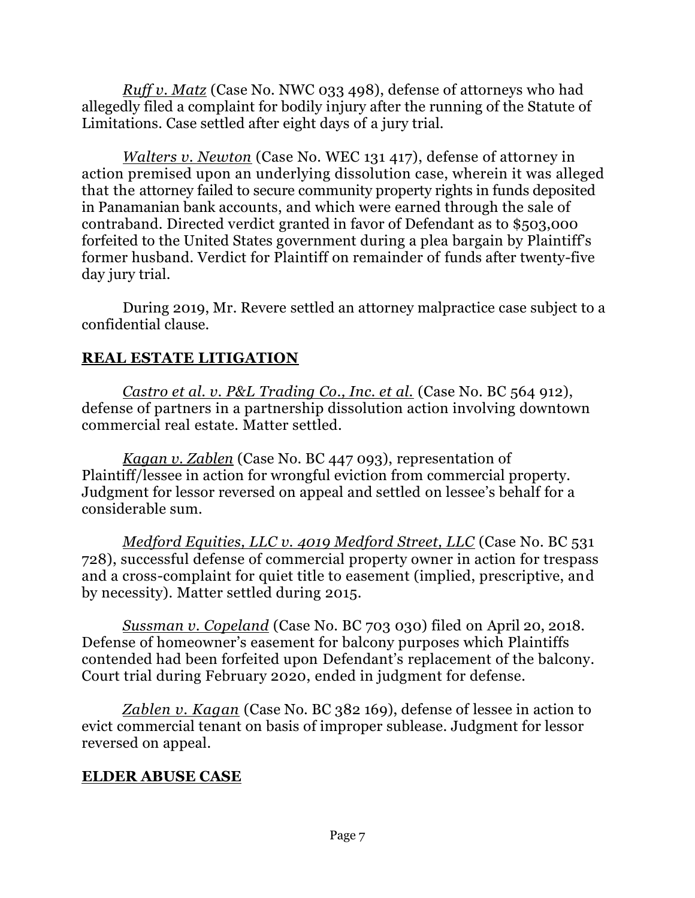*Ruff v. Matz* (Case No. NWC 033 498), defense of attorneys who had allegedly filed a complaint for bodily injury after the running of the Statute of Limitations. Case settled after eight days of a jury trial.

*Walters v. Newton* (Case No. WEC 131 417), defense of attorney in action premised upon an underlying dissolution case, wherein it was alleged that the attorney failed to secure community property rights in funds deposited in Panamanian bank accounts, and which were earned through the sale of contraband. Directed verdict granted in favor of Defendant as to $503,000 forfeited to the United States government during a plea bargain by Plaintiff's former husband. Verdict for Plaintiff on remainder of funds after twenty-five day jury trial.

During 2019, Mr. Revere settled an attorney malpractice case subject to a confidential clause.

## REAL ESTATE LITIGATION

*Castro et al. v. P&L Trading Co., Inc. et al.* (Case No. BC 564 912), defense of partners in a partnership dissolution action involving downtown commercial real estate. Matter settled.

*Kagan v. Zablen* (Case No. BC 447 093), representation of Plaintiff/lessee in action for wrongful eviction from commercial property. Judgment for lessor reversed on appeal and settled on lessee's behalf for a considerable sum.

*Medford Equities, LLC v. 4019 Medford Street, LLC* (Case No. BC 531 728), successful defense of commercial property owner in action for trespass and a cross-complaint for quiet title to easement (implied, prescriptive, and by necessity). Matter settled during 2015.

*Sussman v. Copeland* (Case No. BC 703 030) filed on April 20, 2018. Defense of homeowner's easement for balcony purposes which Plaintiffs contended had been forfeited upon Defendant's replacement of the balcony. Court trial during February 2020, ended in judgment for defense.

*Zablen v. Kagan* (Case No. BC 382 169), defense of lessee in action to evict commercial tenant on basis of improper sublease. Judgment for lessor reversed on appeal.

## ELDER ABUSE CASE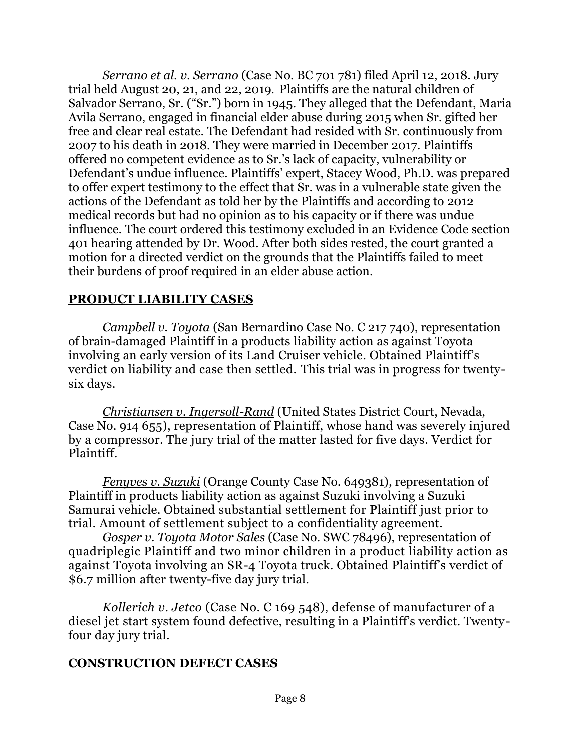*Serrano et al. v. Serrano* (Case No. BC 701 781) filed April 12, 2018. Jury trial held August 20, 21, and 22, 2019. Plaintiffs are the natural children of Salvador Serrano, Sr. ("Sr.") born in 1945. They alleged that the Defendant, Maria Avila Serrano, engaged in financial elder abuse during 2015 when Sr. gifted her free and clear real estate. The Defendant had resided with Sr. continuously from 2007 to his death in 2018. They were married in December 2017. Plaintiffs offered no competent evidence as to Sr.'s lack of capacity, vulnerability or Defendant's undue influence. Plaintiffs' expert, Stacey Wood, Ph.D. was prepared to offer expert testimony to the effect that Sr. was in a vulnerable state given the actions of the Defendant as told her by the Plaintiffs and according to 2012 medical records but had no opinion as to his capacity or if there was undue influence. The court ordered this testimony excluded in an Evidence Code section 401 hearing attended by Dr. Wood. After both sides rested, the court granted a motion for a directed verdict on the grounds that the Plaintiffs failed to meet their burdens of proof required in an elder abuse action.

## **PRODUCT LIABILITY CASES**

*Campbell v. Toyota* (San Bernardino Case No. C 217 740), representation of brain-damaged Plaintiff in a products liability action as against Toyota involving an early version of its Land Cruiser vehicle. Obtained Plaintiff's verdict on liability and case then settled. This trial was in progress for twenty-six days.

*Christiansen v. Ingersoll-Rand* (United States District Court, Nevada, Case No. 914 655), representation of Plaintiff, whose hand was severely injured by a compressor. The jury trial of the matter lasted for five days. Verdict for Plaintiff.

*Fenyves v. Suzuki* (Orange County Case No. 649381), representation of Plaintiff in products liability action as against Suzuki involving a Suzuki Samurai vehicle. Obtained substantial settlement for Plaintiff just prior to trial. Amount of settlement subject to a confidentiality agreement.

*Gosper v. Toyota Motor Sales* (Case No. SWC 78496), representation of quadriplegic Plaintiff and two minor children in a product liability action as against Toyota involving an SR-4 Toyota truck. Obtained Plaintiff's verdict of $6.7 million after twenty-five day jury trial.

*Kollerich v. Jetco* (Case No. C 169 548), defense of manufacturer of a diesel jet start system found defective, resulting in a Plaintiff's verdict. Twenty-four day jury trial.

## **CONSTRUCTION DEFECT CASES**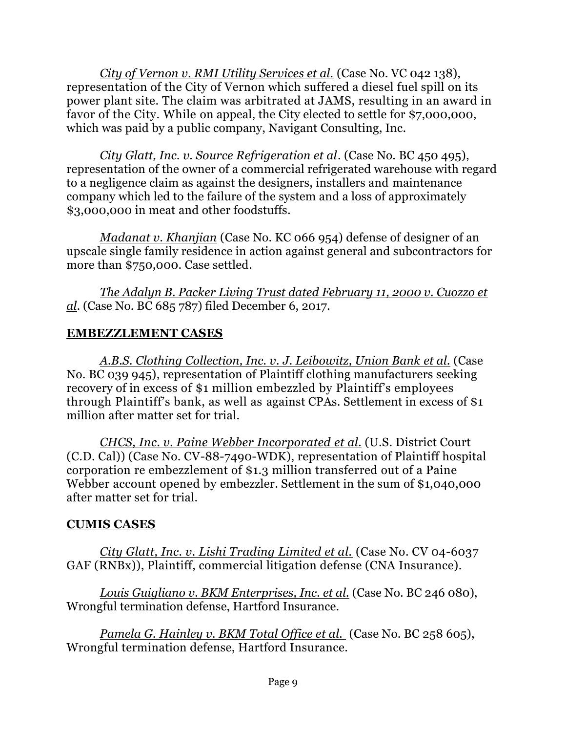*City of Vernon v. RMI Utility Services et al.* (Case No. VC 042 138), representation of the City of Vernon which suffered a diesel fuel spill on its power plant site. The claim was arbitrated at JAMS, resulting in an award in favor of the City. While on appeal, the City elected to settle for $7,000,000, which was paid by a public company, Navigant Consulting, Inc.

*City Glatt, Inc. v. Source Refrigeration et al.* (Case No. BC 450 495), representation of the owner of a commercial refrigerated warehouse with regard to a negligence claim as against the designers, installers and maintenance company which led to the failure of the system and a loss of approximately $3,000,000 in meat and other foodstuffs.

*Madanat v. Khanjian* (Case No. KC 066 954) defense of designer of an upscale single family residence in action against general and subcontractors for more than $750,000. Case settled.

*The Adalyn B. Packer Living Trust dated February 11, 2000 v. Cuozzo et al.* (Case No. BC 685 787) filed December 6, 2017.

## EMBEZZLEMENT CASES

*A.B.S. Clothing Collection, Inc. v. J. Leibowitz, Union Bank et al.* (Case No. BC 039 945), representation of Plaintiff clothing manufacturers seeking recovery of in excess of $1 million embezzled by Plaintiff's employees through Plaintiff's bank, as well as against CPAs. Settlement in excess of $1 million after matter set for trial.

*CHCS, Inc. v. Paine Webber Incorporated et al.* (U.S. District Court (C.D. Cal)) (Case No. CV-88-7490-WDK), representation of Plaintiff hospital corporation re embezzlement of $1.3 million transferred out of a Paine Webber account opened by embezzler. Settlement in the sum of $1,040,000 after matter set for trial.

## CUMIS CASES

*City Glatt, Inc. v. Lishi Trading Limited et al.* (Case No. CV 04-6037 GAF (RNBx)), Plaintiff, commercial litigation defense (CNA Insurance).

*Louis Guigliano v. BKM Enterprises, Inc. et al.* (Case No. BC 246 080), Wrongful termination defense, Hartford Insurance.

*Pamela G. Hainley v. BKM Total Office et al.* (Case No. BC 258 605), Wrongful termination defense, Hartford Insurance.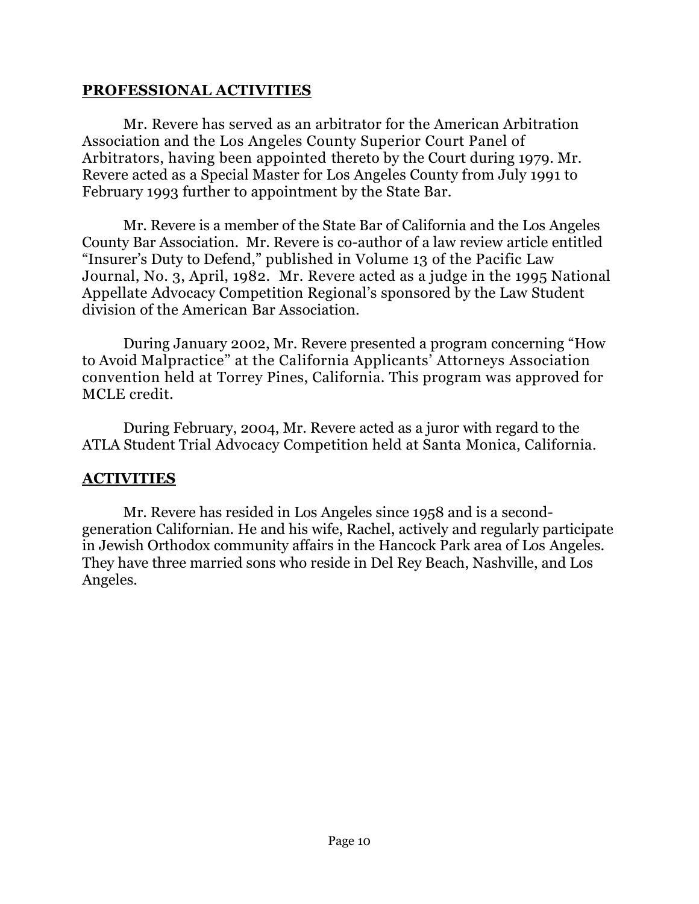## **PROFESSIONAL ACTIVITIES**

Mr. Revere has served as an arbitrator for the American Arbitration Association and the Los Angeles County Superior Court Panel of Arbitrators, having been appointed thereto by the Court during 1979. Mr. Revere acted as a Special Master for Los Angeles County from July 1991 to February 1993 further to appointment by the State Bar.

Mr. Revere is a member of the State Bar of California and the Los Angeles County Bar Association. Mr. Revere is co-author of a law review article entitled "Insurer's Duty to Defend," published in Volume 13 of the Pacific Law Journal, No. 3, April, 1982. Mr. Revere acted as a judge in the 1995 National Appellate Advocacy Competition Regional's sponsored by the Law Student division of the American Bar Association.

During January 2002, Mr. Revere presented a program concerning "How to Avoid Malpractice" at the California Applicants' Attorneys Association convention held at Torrey Pines, California. This program was approved for MCLE credit.

During February, 2004, Mr. Revere acted as a juror with regard to the ATLA Student Trial Advocacy Competition held at Santa Monica, California.

## **ACTIVITIES**

Mr. Revere has resided in Los Angeles since 1958 and is a second-generation Californian. He and his wife, Rachel, actively and regularly participate in Jewish Orthodox community affairs in the Hancock Park area of Los Angeles. They have three married sons who reside in Del Rey Beach, Nashville, and Los Angeles.